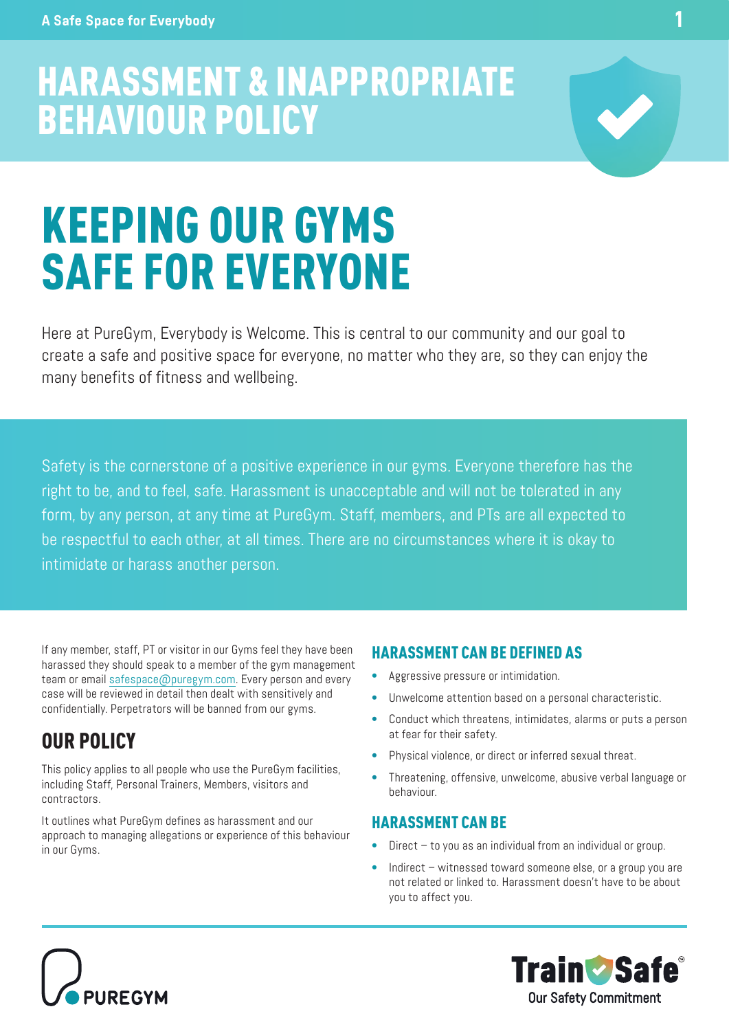# HARASSMENT & INAPPROPRIATE BEHAVIOUR POLICY

# KEEPING OUR GYMS SAFE FOR EVERYONE

Here at PureGym, Everybody is Welcome. This is central to our community and our goal to create a safe and positive space for everyone, no matter who they are, so they can enjoy the many benefits of fitness and wellbeing.

Safety is the cornerstone of a positive experience in our gyms. Everyone therefore has the right to be, and to feel, safe. Harassment is unacceptable and will not be tolerated in any form, by any person, at any time at PureGym. Staff, members, and PTs are all expected to be respectful to each other, at all times. There are no circumstances where it is okay to intimidate or harass another person.

If any member, staff, PT or visitor in our Gyms feel they have been harassed they should speak to a member of the gym management team or email safespace@puregym.com. Every person and every case will be reviewed in detail then dealt with sensitively and confidentially. Perpetrators will be banned from our gyms.

## OUR POLICY

This policy applies to all people who use the PureGym facilities, including Staff, Personal Trainers, Members, visitors and contractors.

It outlines what PureGym defines as harassment and our approach to managing allegations or experience of this behaviour in our Gyms.

### HARASSMENT CAN BE DEFINED AS

- Aggressive pressure or intimidation.
- Unwelcome attention based on a personal characteristic.
- Conduct which threatens, intimidates, alarms or puts a person at fear for their safety.
- Physical violence, or direct or inferred sexual threat.
- Threatening, offensive, unwelcome, abusive verbal language or behaviour.

### HARASSMENT CAN BE

- Direct – to you as an individual from an individual or group.
- Indirect – witnessed toward someone else, or a group you are not related or linked to. Harassment doesn't have to be about you to affect you.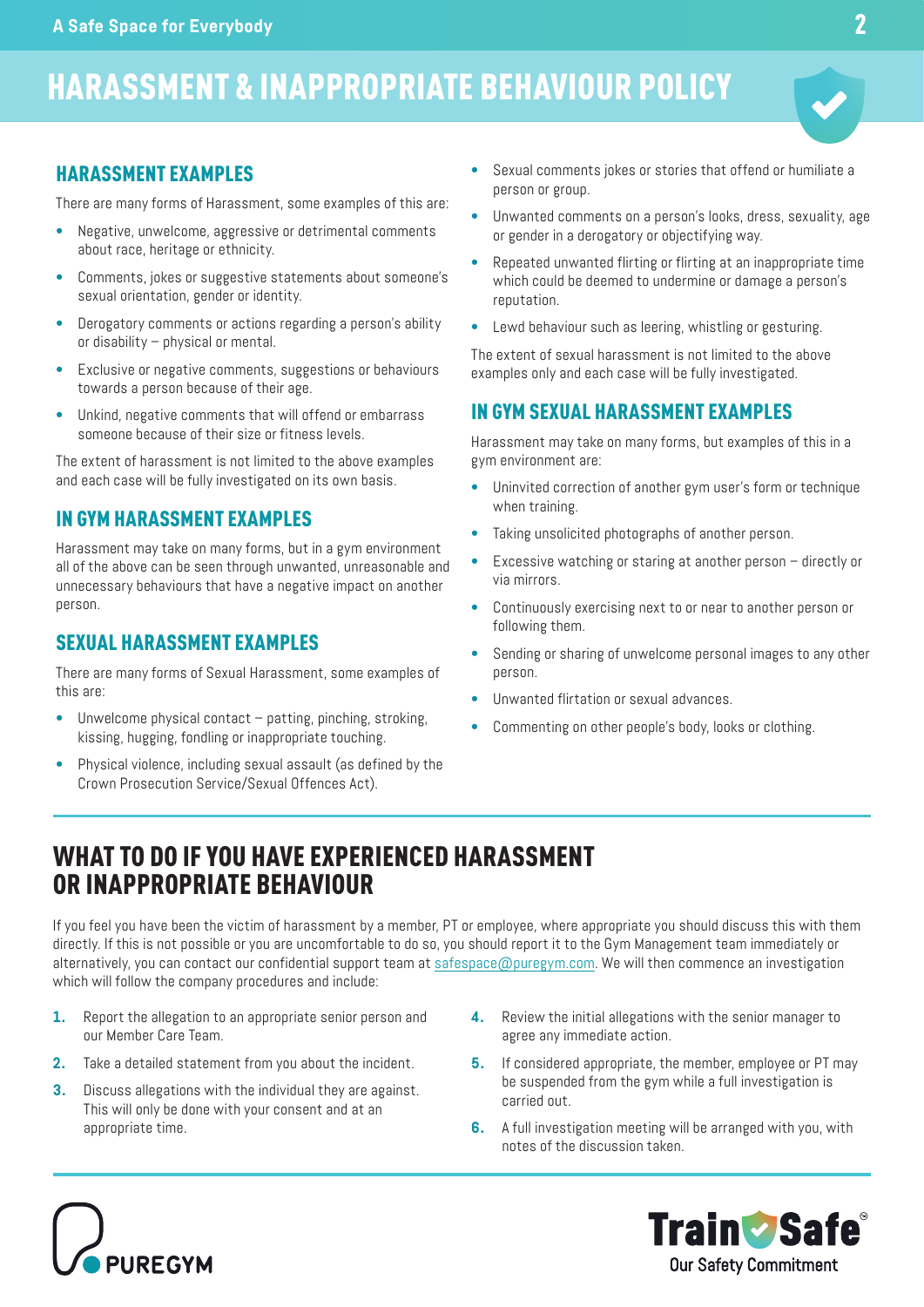# HARASSMENT & INAPPROPRIATE BEHAVIOUR POLICY

## HARASSMENT EXAMPLES

There are many forms of Harassment, some examples of this are:

- Negative, unwelcome, aggressive or detrimental comments about race, heritage or ethnicity.
- Comments, jokes or suggestive statements about someone's sexual orientation, gender or identity.
- Derogatory comments or actions regarding a person's ability or disability – physical or mental.
- Exclusive or negative comments, suggestions or behaviours towards a person because of their age.
- Unkind, negative comments that will offend or embarrass someone because of their size or fitness levels.

The extent of harassment is not limited to the above examples and each case will be fully investigated on its own basis.

## IN GYM HARASSMENT EXAMPLES

Harassment may take on many forms, but in a gym environment all of the above can be seen through unwanted, unreasonable and unnecessary behaviours that have a negative impact on another person.

## SEXUAL HARASSMENT EXAMPLES

There are many forms of Sexual Harassment, some examples of this are:

- Unwelcome physical contact – patting, pinching, stroking, kissing, hugging, fondling or inappropriate touching.
- Physical violence, including sexual assault (as defined by the Crown Prosecution Service/Sexual Offences Act).
- Sexual comments jokes or stories that offend or humiliate a person or group.
- Unwanted comments on a person's looks, dress, sexuality, age or gender in a derogatory or objectifying way.
- Repeated unwanted flirting or flirting at an inappropriate time which could be deemed to undermine or damage a person's reputation.
- Lewd behaviour such as leering, whistling or gesturing.

The extent of sexual harassment is not limited to the above examples only and each case will be fully investigated.

## IN GYM SEXUAL HARASSMENT EXAMPLES

Harassment may take on many forms, but examples of this in a gym environment are:

- Uninvited correction of another gym user's form or technique when training.
- Taking unsolicited photographs of another person.
- Excessive watching or staring at another person – directly or via mirrors.
- Continuously exercising next to or near to another person or following them.
- Sending or sharing of unwelcome personal images to any other person.
- Unwanted flirtation or sexual advances.
- Commenting on other people's body, looks or clothing.

## WHAT TO DO IF YOU HAVE EXPERIENCED HARASSMENT OR INAPPROPRIATE BEHAVIOUR

If you feel you have been the victim of harassment by a member, PT or employee, where appropriate you should discuss this with them directly. If this is not possible or you are uncomfortable to do so, you should report it to the Gym Management team immediately or alternatively, you can contact our confidential support team at safespace@puregym.com. We will then commence an investigation which will follow the company procedures and include:

1. Report the allegation to an appropriate senior person and our Member Care Team.
2. Take a detailed statement from you about the incident.
3. Discuss allegations with the individual they are against. This will only be done with your consent and at an appropriate time.
4. Review the initial allegations with the senior manager to agree any immediate action.
5. If considered appropriate, the member, employee or PT may be suspended from the gym while a full investigation is carried out.
6. A full investigation meeting will be arranged with you, with notes of the discussion taken.

PUREGYM

TrainSafe® Our Safety Commitment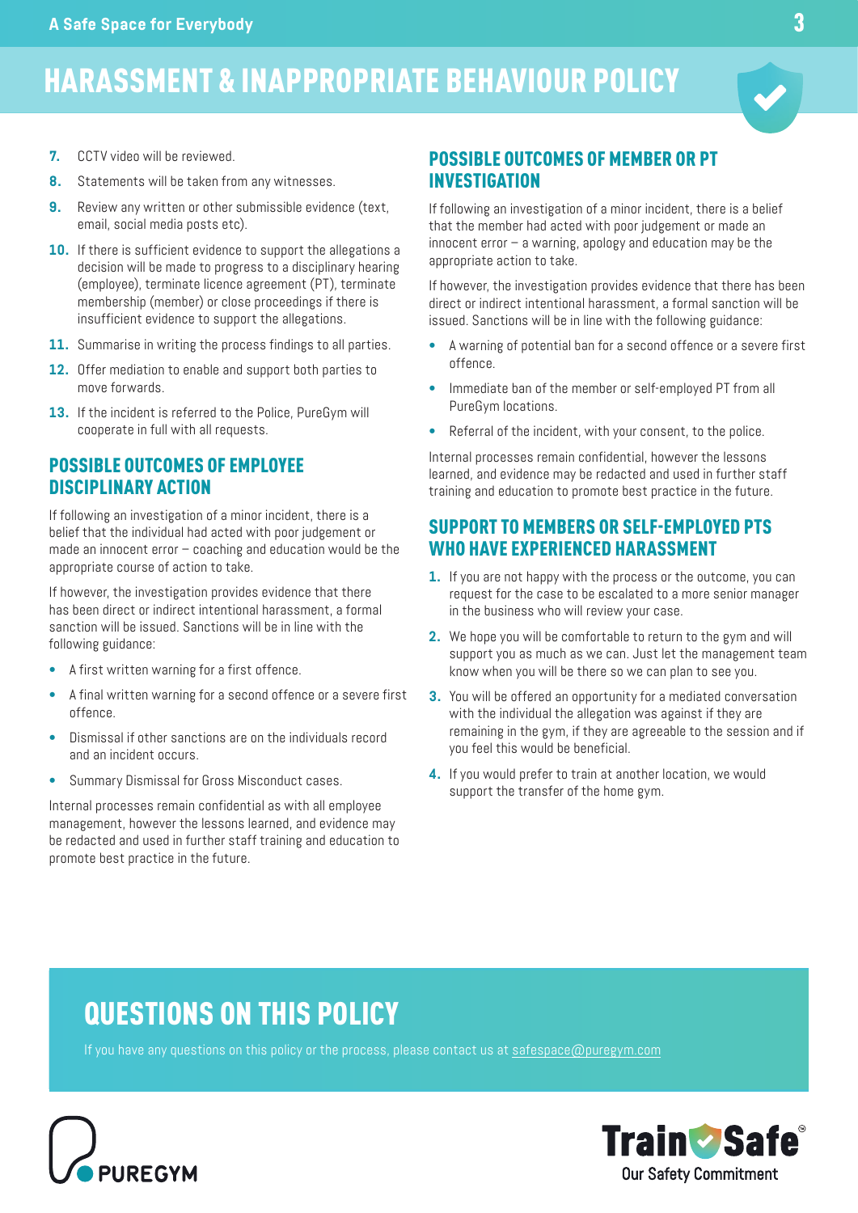# HARASSMENT & INAPPROPRIATE BEHAVIOUR POLICY

7. CCTV video will be reviewed.
8. Statements will be taken from any witnesses.
9. Review any written or other submissible evidence (text, email, social media posts etc).
10. If there is sufficient evidence to support the allegations a decision will be made to progress to a disciplinary hearing (employee), terminate licence agreement (PT), terminate membership (member) or close proceedings if there is insufficient evidence to support the allegations.
11. Summarise in writing the process findings to all parties.
12. Offer mediation to enable and support both parties to move forwards.
13. If the incident is referred to the Police, PureGym will cooperate in full with all requests.

## POSSIBLE OUTCOMES OF EMPLOYEE DISCIPLINARY ACTION

If following an investigation of a minor incident, there is a belief that the individual had acted with poor judgement or made an innocent error – coaching and education would be the appropriate course of action to take.

If however, the investigation provides evidence that there has been direct or indirect intentional harassment, a formal sanction will be issued. Sanctions will be in line with the following guidance:

- A first written warning for a first offence.
- A final written warning for a second offence or a severe first offence.
- Dismissal if other sanctions are on the individuals record and an incident occurs.
- Summary Dismissal for Gross Misconduct cases.

Internal processes remain confidential as with all employee management, however the lessons learned, and evidence may be redacted and used in further staff training and education to promote best practice in the future.

## POSSIBLE OUTCOMES OF MEMBER OR PT INVESTIGATION

If following an investigation of a minor incident, there is a belief that the member had acted with poor judgement or made an innocent error – a warning, apology and education may be the appropriate action to take.

If however, the investigation provides evidence that there has been direct or indirect intentional harassment, a formal sanction will be issued. Sanctions will be in line with the following guidance:

- A warning of potential ban for a second offence or a severe first offence.
- Immediate ban of the member or self-employed PT from all PureGym locations.
- Referral of the incident, with your consent, to the police.

Internal processes remain confidential, however the lessons learned, and evidence may be redacted and used in further staff training and education to promote best practice in the future.

## SUPPORT TO MEMBERS OR SELF-EMPLOYED PTS WHO HAVE EXPERIENCED HARASSMENT

1. If you are not happy with the process or the outcome, you can request for the case to be escalated to a more senior manager in the business who will review your case.
2. We hope you will be comfortable to return to the gym and will support you as much as we can. Just let the management team know when you will be there so we can plan to see you.
3. You will be offered an opportunity for a mediated conversation with the individual the allegation was against if they are remaining in the gym, if they are agreeable to the session and if you feel this would be beneficial.
4. If you would prefer to train at another location, we would support the transfer of the home gym.

## QUESTIONS ON THIS POLICY

If you have any questions on this policy or the process, please contact us at safespace@puregym.com

PUREGYM

TrainSafe® Our Safety Commitment